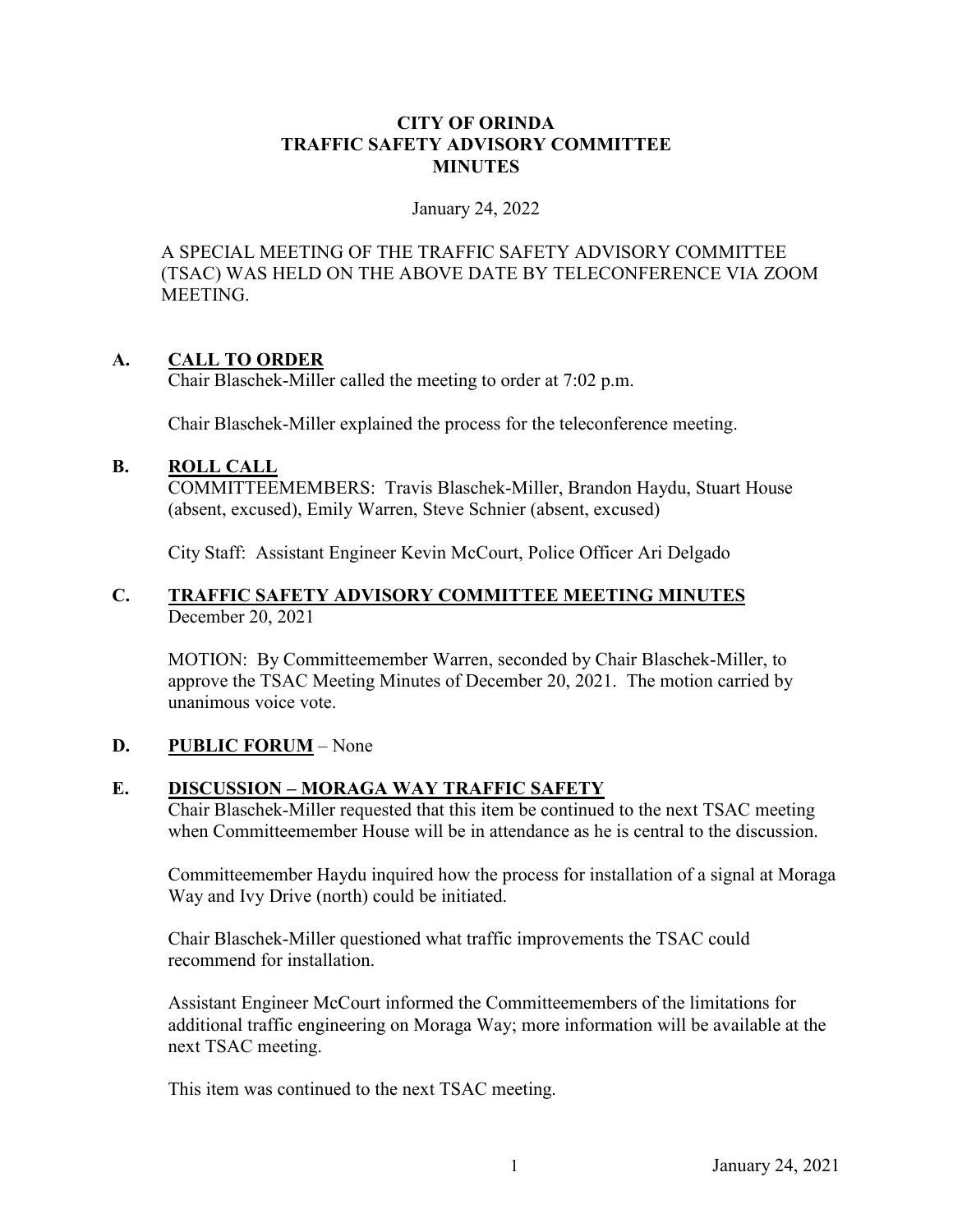# CITY OF ORINDA
# TRAFFIC SAFETY ADVISORY COMMITTEE
# MINUTES

January 24, 2022

A SPECIAL MEETING OF THE TRAFFIC SAFETY ADVISORY COMMITTEE (TSAC) WAS HELD ON THE ABOVE DATE BY TELECONFERENCE VIA ZOOM MEETING.

## A. CALL TO ORDER

Chair Blaschek-Miller called the meeting to order at 7:02 p.m.

Chair Blaschek-Miller explained the process for the teleconference meeting.

## B. ROLL CALL

COMMITTEEMEMBERS: Travis Blaschek-Miller, Brandon Haydu, Stuart House (absent, excused), Emily Warren, Steve Schnier (absent, excused)

City Staff: Assistant Engineer Kevin McCourt, Police Officer Ari Delgado

## C. TRAFFIC SAFETY ADVISORY COMMITTEE MEETING MINUTES

December 20, 2021

MOTION: By Committeemember Warren, seconded by Chair Blaschek-Miller, to approve the TSAC Meeting Minutes of December 20, 2021. The motion carried by unanimous voice vote.

## D. PUBLIC FORUM – None

## E. DISCUSSION – MORAGA WAY TRAFFIC SAFETY

Chair Blaschek-Miller requested that this item be continued to the next TSAC meeting when Committeemember House will be in attendance as he is central to the discussion.

Committeemember Haydu inquired how the process for installation of a signal at Moraga Way and Ivy Drive (north) could be initiated.

Chair Blaschek-Miller questioned what traffic improvements the TSAC could recommend for installation.

Assistant Engineer McCourt informed the Committeemembers of the limitations for additional traffic engineering on Moraga Way; more information will be available at the next TSAC meeting.

This item was continued to the next TSAC meeting.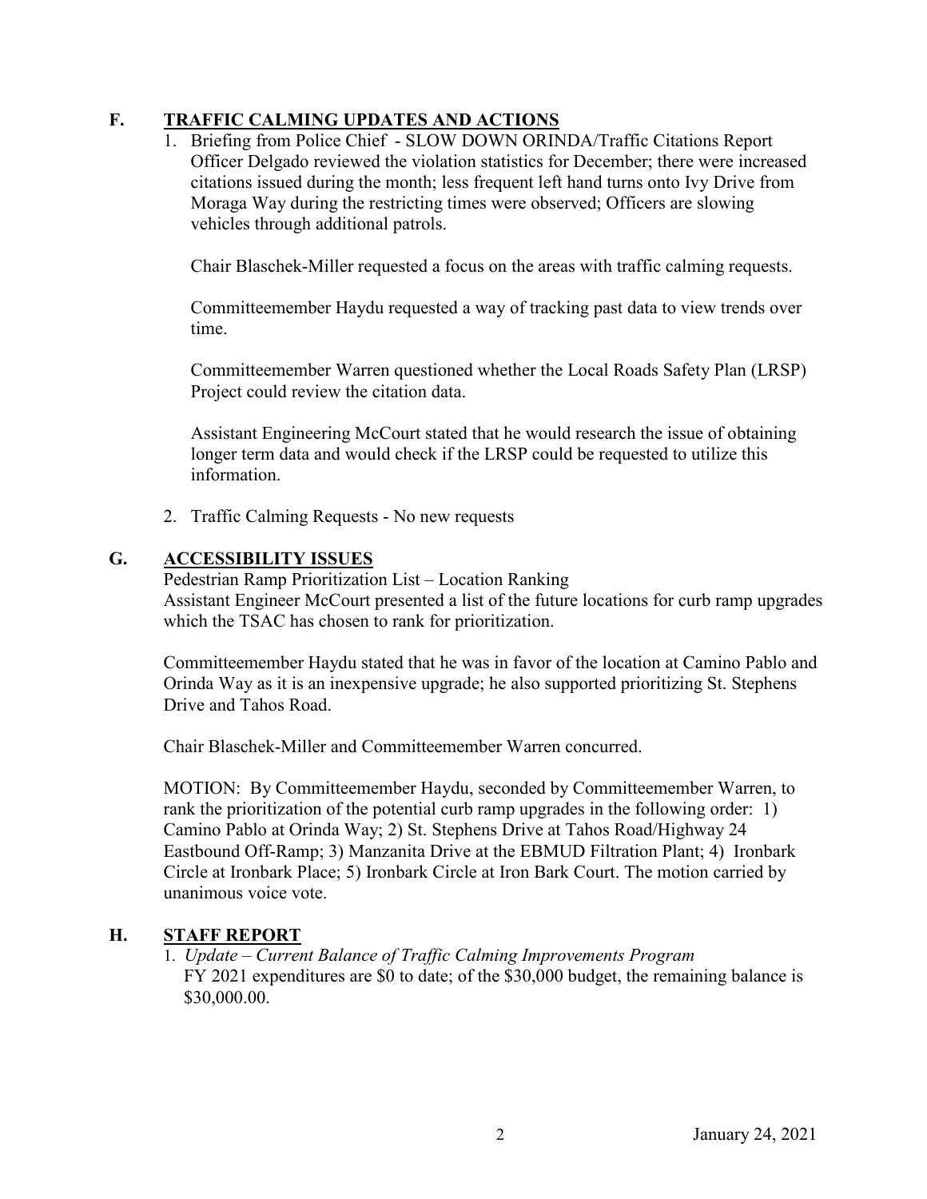## F. TRAFFIC CALMING UPDATES AND ACTIONS

1. Briefing from Police Chief - SLOW DOWN ORINDA/Traffic Citations Report
   Officer Delgado reviewed the violation statistics for December; there were increased citations issued during the month; less frequent left hand turns onto Ivy Drive from Moraga Way during the restricting times were observed; Officers are slowing vehicles through additional patrols.

   Chair Blaschek-Miller requested a focus on the areas with traffic calming requests.

   Committeemember Haydu requested a way of tracking past data to view trends over time.

   Committeemember Warren questioned whether the Local Roads Safety Plan (LRSP) Project could review the citation data.

   Assistant Engineering McCourt stated that he would research the issue of obtaining longer term data and would check if the LRSP could be requested to utilize this information.

2. Traffic Calming Requests - No new requests

## G. ACCESSIBILITY ISSUES

Pedestrian Ramp Prioritization List – Location Ranking
Assistant Engineer McCourt presented a list of the future locations for curb ramp upgrades which the TSAC has chosen to rank for prioritization.

Committeemember Haydu stated that he was in favor of the location at Camino Pablo and Orinda Way as it is an inexpensive upgrade; he also supported prioritizing St. Stephens Drive and Tahos Road.

Chair Blaschek-Miller and Committeemember Warren concurred.

MOTION: By Committeemember Haydu, seconded by Committeemember Warren, to rank the prioritization of the potential curb ramp upgrades in the following order: 1) Camino Pablo at Orinda Way; 2) St. Stephens Drive at Tahos Road/Highway 24 Eastbound Off-Ramp; 3) Manzanita Drive at the EBMUD Filtration Plant; 4) Ironbark Circle at Ironbark Place; 5) Ironbark Circle at Iron Bark Court. The motion carried by unanimous voice vote.

## H. STAFF REPORT

1. *Update – Current Balance of Traffic Calming Improvements Program*
   FY 2021 expenditures are $0 to date; of the $30,000 budget, the remaining balance is $30,000.00.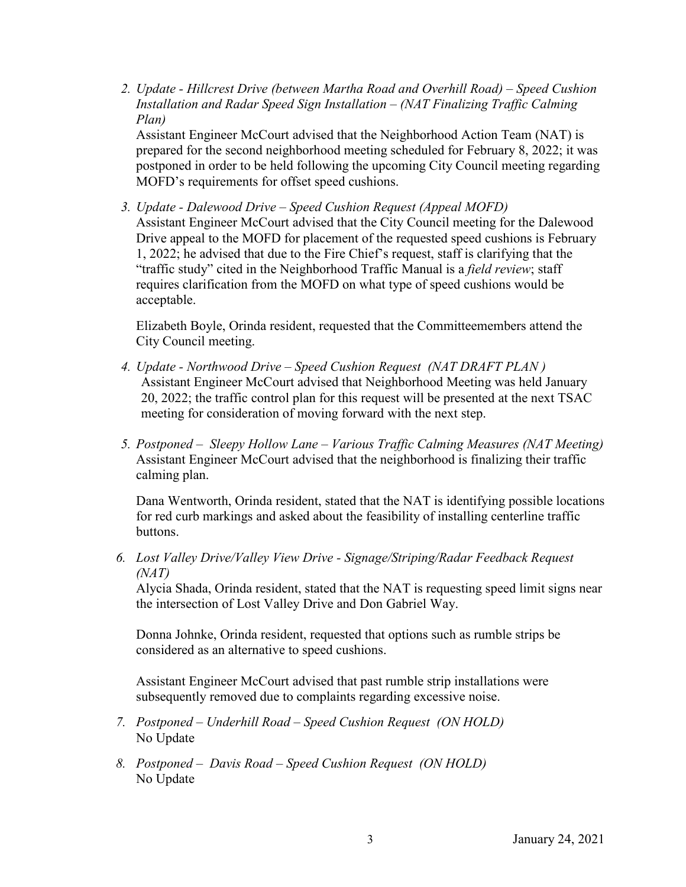2. *Update - Hillcrest Drive (between Martha Road and Overhill Road) – Speed Cushion Installation and Radar Speed Sign Installation – (NAT Finalizing Traffic Calming Plan)*
   Assistant Engineer McCourt advised that the Neighborhood Action Team (NAT) is prepared for the second neighborhood meeting scheduled for February 8, 2022; it was postponed in order to be held following the upcoming City Council meeting regarding MOFD's requirements for offset speed cushions.

3. *Update - Dalewood Drive – Speed Cushion Request (Appeal MOFD)*
   Assistant Engineer McCourt advised that the City Council meeting for the Dalewood Drive appeal to the MOFD for placement of the requested speed cushions is February 1, 2022; he advised that due to the Fire Chief's request, staff is clarifying that the "traffic study" cited in the Neighborhood Traffic Manual is a *field review*; staff requires clarification from the MOFD on what type of speed cushions would be acceptable.

   Elizabeth Boyle, Orinda resident, requested that the Committeemembers attend the City Council meeting.

4. *Update - Northwood Drive – Speed Cushion Request (NAT DRAFT PLAN )*
   Assistant Engineer McCourt advised that Neighborhood Meeting was held January 20, 2022; the traffic control plan for this request will be presented at the next TSAC meeting for consideration of moving forward with the next step.

5. *Postponed – Sleepy Hollow Lane – Various Traffic Calming Measures (NAT Meeting)*
   Assistant Engineer McCourt advised that the neighborhood is finalizing their traffic calming plan.

   Dana Wentworth, Orinda resident, stated that the NAT is identifying possible locations for red curb markings and asked about the feasibility of installing centerline traffic buttons.

6. *Lost Valley Drive/Valley View Drive - Signage/Striping/Radar Feedback Request (NAT)*
   Alycia Shada, Orinda resident, stated that the NAT is requesting speed limit signs near the intersection of Lost Valley Drive and Don Gabriel Way.

   Donna Johnke, Orinda resident, requested that options such as rumble strips be considered as an alternative to speed cushions.

   Assistant Engineer McCourt advised that past rumble strip installations were subsequently removed due to complaints regarding excessive noise.

7. *Postponed – Underhill Road – Speed Cushion Request (ON HOLD)*
   No Update

8. *Postponed – Davis Road – Speed Cushion Request (ON HOLD)*
   No Update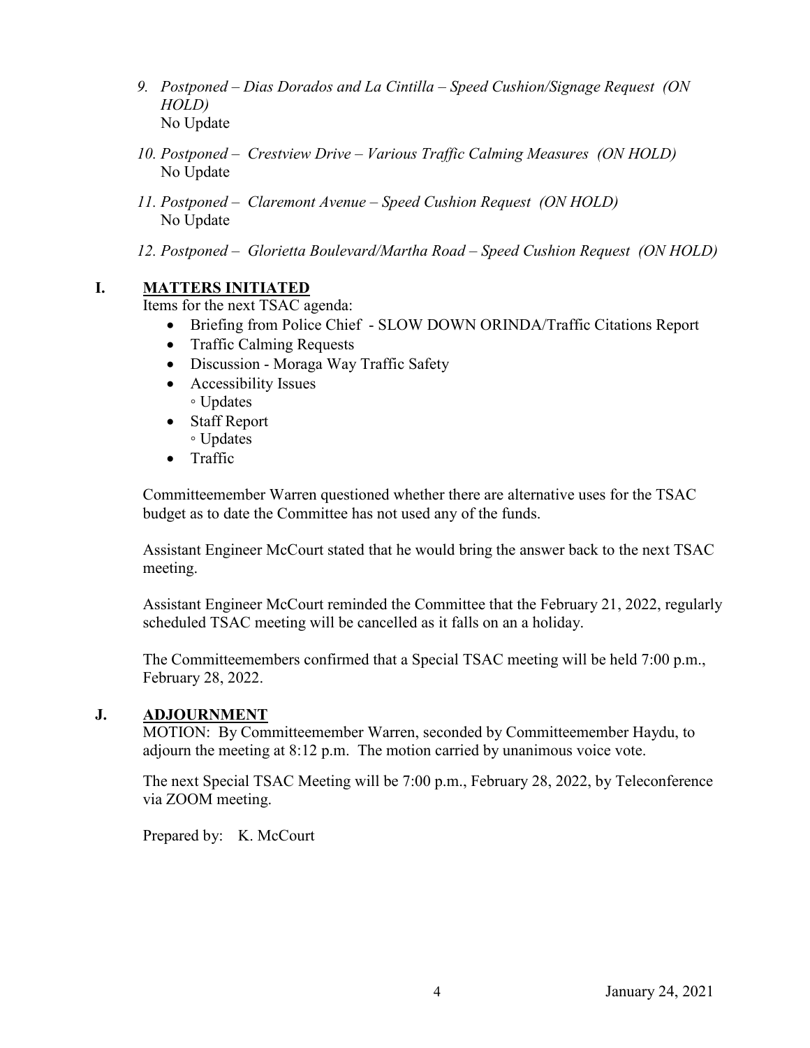9. *Postponed – Dias Dorados and La Cintilla – Speed Cushion/Signage Request (ON HOLD)*
   No Update

10. *Postponed – Crestview Drive – Various Traffic Calming Measures (ON HOLD)*
    No Update

11. *Postponed – Claremont Avenue – Speed Cushion Request (ON HOLD)*
    No Update

12. *Postponed – Glorietta Boulevard/Martha Road – Speed Cushion Request (ON HOLD)*

## I. MATTERS INITIATED

Items for the next TSAC agenda:

- Briefing from Police Chief - SLOW DOWN ORINDA/Traffic Citations Report
- Traffic Calming Requests
- Discussion - Moraga Way Traffic Safety
- Accessibility Issues
  - Updates
- Staff Report
  - Updates
- Traffic

Committeemember Warren questioned whether there are alternative uses for the TSAC budget as to date the Committee has not used any of the funds.

Assistant Engineer McCourt stated that he would bring the answer back to the next TSAC meeting.

Assistant Engineer McCourt reminded the Committee that the February 21, 2022, regularly scheduled TSAC meeting will be cancelled as it falls on an a holiday.

The Committeemembers confirmed that a Special TSAC meeting will be held 7:00 p.m., February 28, 2022.

## J. ADJOURNMENT

MOTION: By Committeemember Warren, seconded by Committeemember Haydu, to adjourn the meeting at 8:12 p.m. The motion carried by unanimous voice vote.

The next Special TSAC Meeting will be 7:00 p.m., February 28, 2022, by Teleconference via ZOOM meeting.

Prepared by: K. McCourt